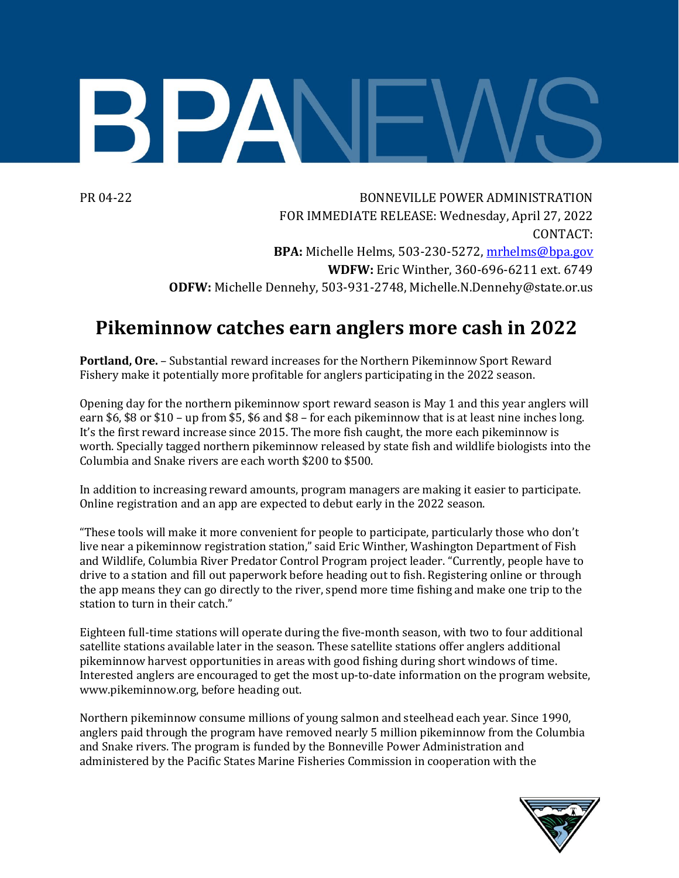BPANEWS

PR 04-22

BONNEVILLE POWER ADMINISTRATION
FOR IMMEDIATE RELEASE: Wednesday, April 27, 2022
CONTACT:
**BPA:** Michelle Helms, 503-230-5272, mrhelms@bpa.gov
**WDFW:** Eric Winther, 360-696-6211 ext. 6749
**ODFW:** Michelle Dennehy, 503-931-2748, Michelle.N.Dennehy@state.or.us

# Pikeminnow catches earn anglers more cash in 2022

**Portland, Ore.** – Substantial reward increases for the Northern Pikeminnow Sport Reward Fishery make it potentially more profitable for anglers participating in the 2022 season.

Opening day for the northern pikeminnow sport reward season is May 1 and this year anglers will earn $6, $8 or $10 – up from $5, $6 and $8 – for each pikeminnow that is at least nine inches long. It's the first reward increase since 2015. The more fish caught, the more each pikeminnow is worth. Specially tagged northern pikeminnow released by state fish and wildlife biologists into the Columbia and Snake rivers are each worth $200 to $500.

In addition to increasing reward amounts, program managers are making it easier to participate. Online registration and an app are expected to debut early in the 2022 season.

"These tools will make it more convenient for people to participate, particularly those who don't live near a pikeminnow registration station," said Eric Winther, Washington Department of Fish and Wildlife, Columbia River Predator Control Program project leader. "Currently, people have to drive to a station and fill out paperwork before heading out to fish. Registering online or through the app means they can go directly to the river, spend more time fishing and make one trip to the station to turn in their catch."

Eighteen full-time stations will operate during the five-month season, with two to four additional satellite stations available later in the season. These satellite stations offer anglers additional pikeminnow harvest opportunities in areas with good fishing during short windows of time. Interested anglers are encouraged to get the most up-to-date information on the program website, www.pikeminnow.org, before heading out.

Northern pikeminnow consume millions of young salmon and steelhead each year. Since 1990, anglers paid through the program have removed nearly 5 million pikeminnow from the Columbia and Snake rivers. The program is funded by the Bonneville Power Administration and administered by the Pacific States Marine Fisheries Commission in cooperation with the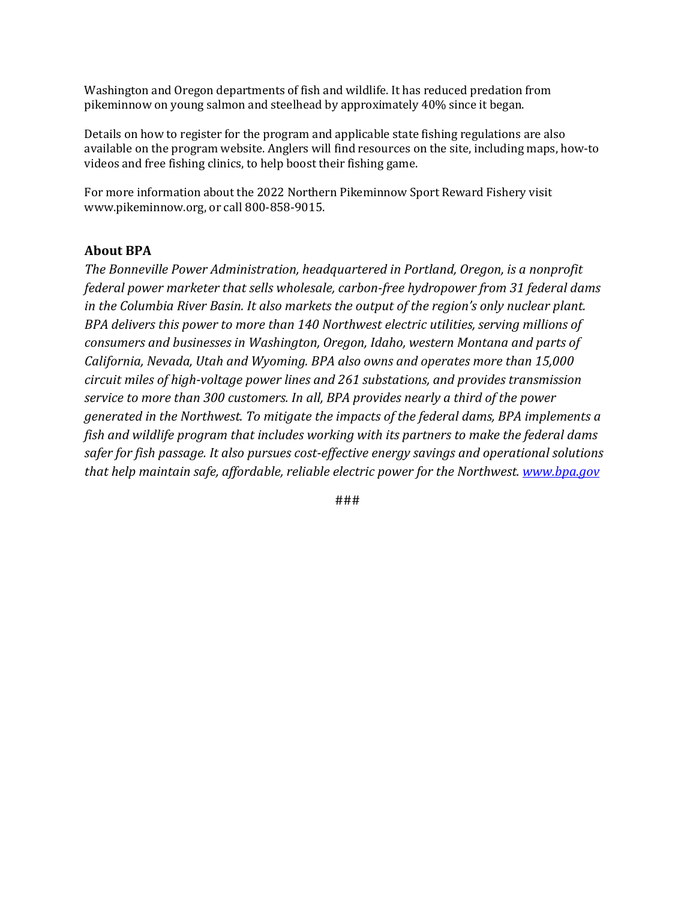Washington and Oregon departments of fish and wildlife. It has reduced predation from pikeminnow on young salmon and steelhead by approximately 40% since it began.

Details on how to register for the program and applicable state fishing regulations are also available on the program website. Anglers will find resources on the site, including maps, how-to videos and free fishing clinics, to help boost their fishing game.

For more information about the 2022 Northern Pikeminnow Sport Reward Fishery visit www.pikeminnow.org, or call 800-858-9015.

**About BPA**

*The Bonneville Power Administration, headquartered in Portland, Oregon, is a nonprofit federal power marketer that sells wholesale, carbon-free hydropower from 31 federal dams in the Columbia River Basin. It also markets the output of the region's only nuclear plant. BPA delivers this power to more than 140 Northwest electric utilities, serving millions of consumers and businesses in Washington, Oregon, Idaho, western Montana and parts of California, Nevada, Utah and Wyoming. BPA also owns and operates more than 15,000 circuit miles of high-voltage power lines and 261 substations, and provides transmission service to more than 300 customers. In all, BPA provides nearly a third of the power generated in the Northwest. To mitigate the impacts of the federal dams, BPA implements a fish and wildlife program that includes working with its partners to make the federal dams safer for fish passage. It also pursues cost-effective energy savings and operational solutions that help maintain safe, affordable, reliable electric power for the Northwest. [www.bpa.gov](http://www.bpa.gov)*

###